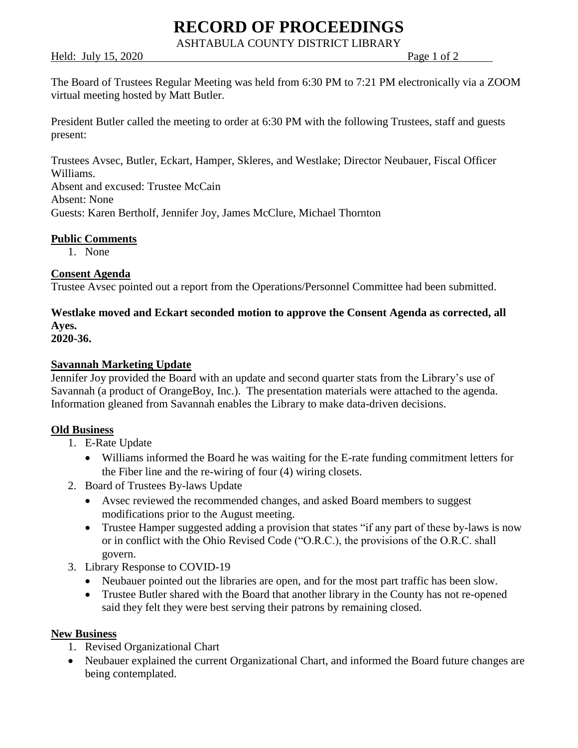# RECORD OF PROCEEDINGS

ASHTABULA COUNTY DISTRICT LIBRARY

Held: July 15, 2020

The Board of Trustees Regular Meeting was held from 6:30 PM to 7:21 PM electronically via a ZOOM virtual meeting hosted by Matt Butler.

President Butler called the meeting to order at 6:30 PM with the following Trustees, staff and guests present:

Trustees Avsec, Butler, Eckart, Hamper, Skleres, and Westlake; Director Neubauer, Fiscal Officer Williams.
Absent and excused: Trustee McCain
Absent: None
Guests: Karen Bertholf, Jennifer Joy, James McClure, Michael Thornton

**Public Comments**

1. None

**Consent Agenda**

Trustee Avsec pointed out a report from the Operations/Personnel Committee had been submitted.

**Westlake moved and Eckart seconded motion to approve the Consent Agenda as corrected, all Ayes.**
**2020-36.**

**Savannah Marketing Update**

Jennifer Joy provided the Board with an update and second quarter stats from the Library's use of Savannah (a product of OrangeBoy, Inc.). The presentation materials were attached to the agenda. Information gleaned from Savannah enables the Library to make data-driven decisions.

**Old Business**

1. E-Rate Update
   - Williams informed the Board he was waiting for the E-rate funding commitment letters for the Fiber line and the re-wiring of four (4) wiring closets.
2. Board of Trustees By-laws Update
   - Avsec reviewed the recommended changes, and asked Board members to suggest modifications prior to the August meeting.
   - Trustee Hamper suggested adding a provision that states "if any part of these by-laws is now or in conflict with the Ohio Revised Code ("O.R.C.), the provisions of the O.R.C. shall govern.
3. Library Response to COVID-19
   - Neubauer pointed out the libraries are open, and for the most part traffic has been slow.
   - Trustee Butler shared with the Board that another library in the County has not re-opened said they felt they were best serving their patrons by remaining closed.

**New Business**

1. Revised Organizational Chart

- Neubauer explained the current Organizational Chart, and informed the Board future changes are being contemplated.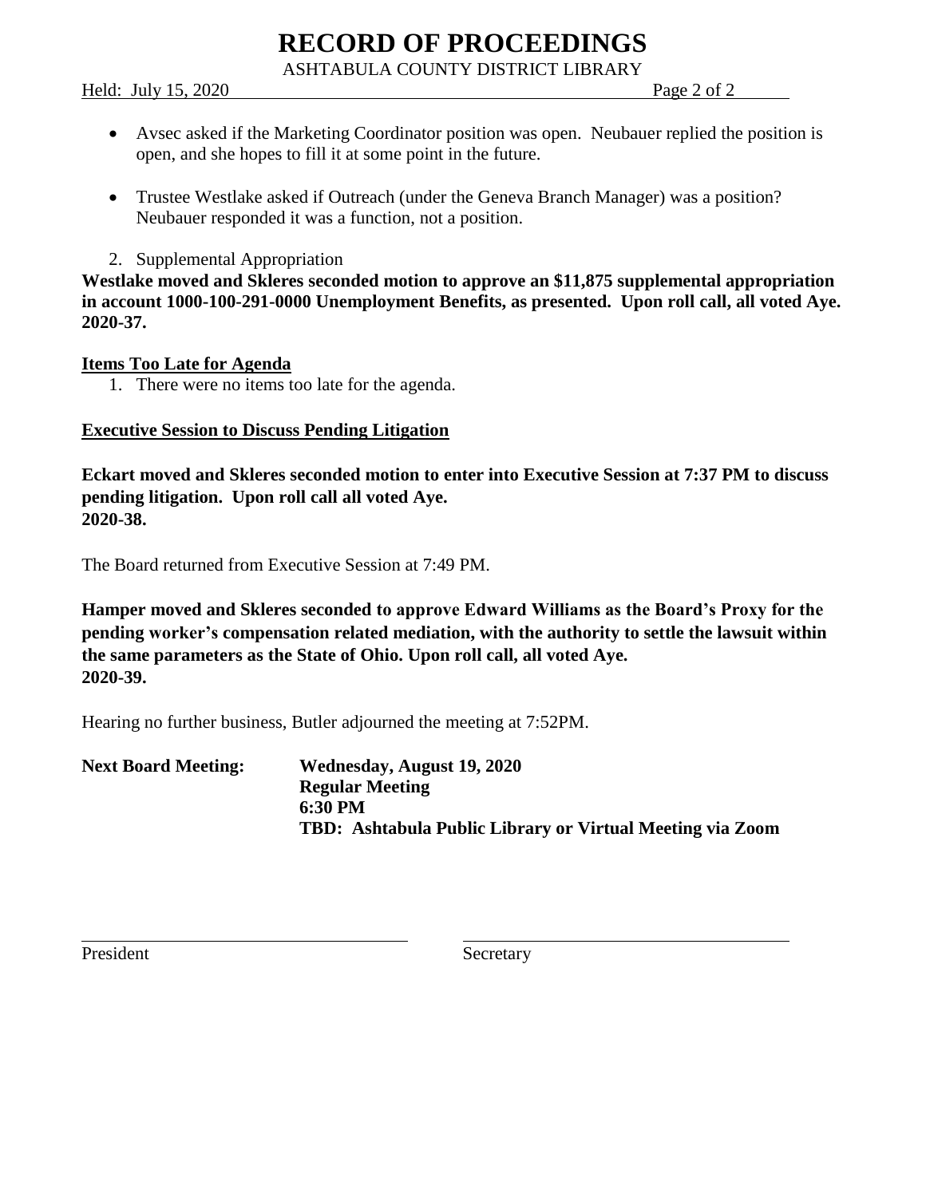- Avsec asked if the Marketing Coordinator position was open. Neubauer replied the position is open, and she hopes to fill it at some point in the future.

- Trustee Westlake asked if Outreach (under the Geneva Branch Manager) was a position? Neubauer responded it was a function, not a position.

2. Supplemental Appropriation

**Westlake moved and Skleres seconded motion to approve an $11,875 supplemental appropriation in account 1000-100-291-0000 Unemployment Benefits, as presented. Upon roll call, all voted Aye. 2020-37.**

**Items Too Late for Agenda**

1. There were no items too late for the agenda.

**Executive Session to Discuss Pending Litigation**

**Eckart moved and Skleres seconded motion to enter into Executive Session at 7:37 PM to discuss pending litigation. Upon roll call all voted Aye.**
**2020-38.**

The Board returned from Executive Session at 7:49 PM.

**Hamper moved and Skleres seconded to approve Edward Williams as the Board's Proxy for the pending worker's compensation related mediation, with the authority to settle the lawsuit within the same parameters as the State of Ohio. Upon roll call, all voted Aye.**
**2020-39.**

Hearing no further business, Butler adjourned the meeting at 7:52PM.

**Next Board Meeting:** **Wednesday, August 19, 2020**
**Regular Meeting**
**6:30 PM**
**TBD: Ashtabula Public Library or Virtual Meeting via Zoom**

President

Secretary